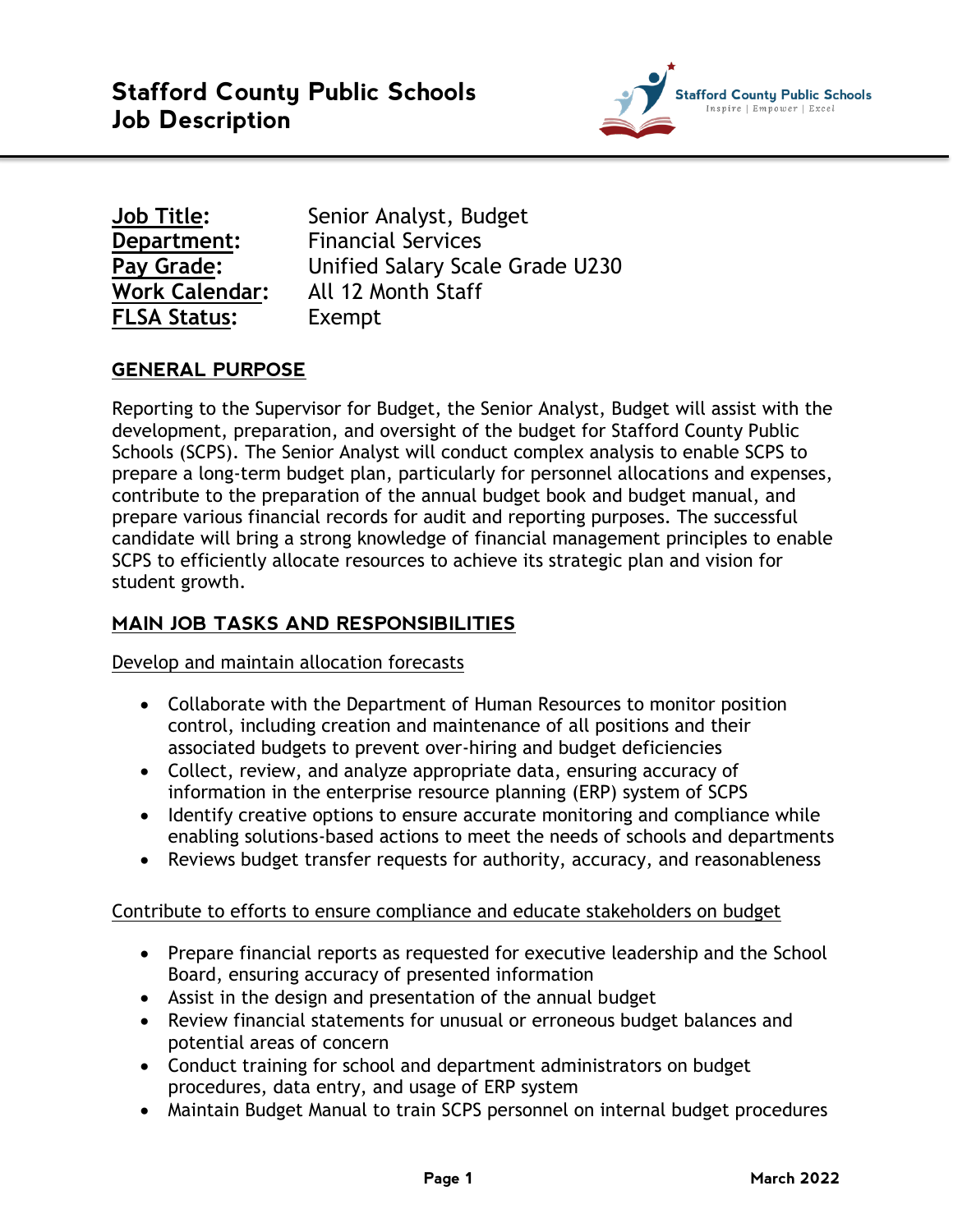# Stafford County Public Schools
# Job Description

**Job Title:** Senior Analyst, Budget
**Department:** Financial Services
**Pay Grade:** Unified Salary Scale Grade U230
**Work Calendar:** All 12 Month Staff
**FLSA Status:** Exempt

## GENERAL PURPOSE

Reporting to the Supervisor for Budget, the Senior Analyst, Budget will assist with the development, preparation, and oversight of the budget for Stafford County Public Schools (SCPS). The Senior Analyst will conduct complex analysis to enable SCPS to prepare a long-term budget plan, particularly for personnel allocations and expenses, contribute to the preparation of the annual budget book and budget manual, and prepare various financial records for audit and reporting purposes. The successful candidate will bring a strong knowledge of financial management principles to enable SCPS to efficiently allocate resources to achieve its strategic plan and vision for student growth.

## MAIN JOB TASKS AND RESPONSIBILITIES

Develop and maintain allocation forecasts

- Collaborate with the Department of Human Resources to monitor position control, including creation and maintenance of all positions and their associated budgets to prevent over-hiring and budget deficiencies
- Collect, review, and analyze appropriate data, ensuring accuracy of information in the enterprise resource planning (ERP) system of SCPS
- Identify creative options to ensure accurate monitoring and compliance while enabling solutions-based actions to meet the needs of schools and departments
- Reviews budget transfer requests for authority, accuracy, and reasonableness

Contribute to efforts to ensure compliance and educate stakeholders on budget

- Prepare financial reports as requested for executive leadership and the School Board, ensuring accuracy of presented information
- Assist in the design and presentation of the annual budget
- Review financial statements for unusual or erroneous budget balances and potential areas of concern
- Conduct training for school and department administrators on budget procedures, data entry, and usage of ERP system
- Maintain Budget Manual to train SCPS personnel on internal budget procedures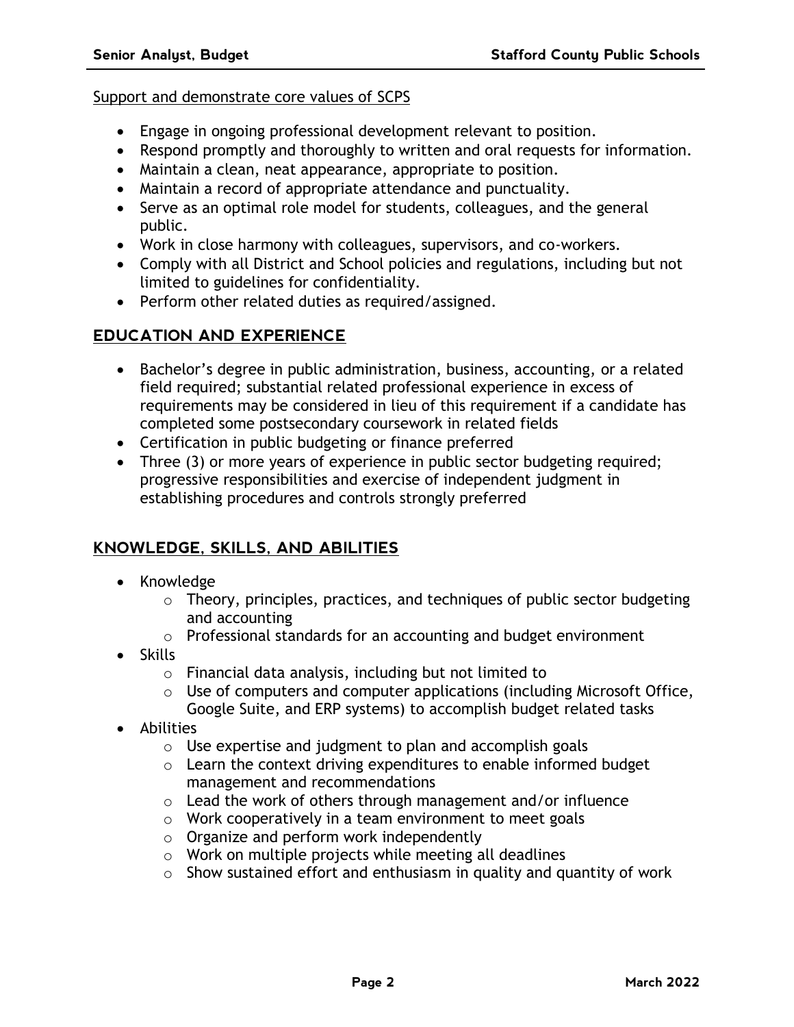<u>Support and demonstrate core values of SCPS</u>

- Engage in ongoing professional development relevant to position.
- Respond promptly and thoroughly to written and oral requests for information.
- Maintain a clean, neat appearance, appropriate to position.
- Maintain a record of appropriate attendance and punctuality.
- Serve as an optimal role model for students, colleagues, and the general public.
- Work in close harmony with colleagues, supervisors, and co-workers.
- Comply with all District and School policies and regulations, including but not limited to guidelines for confidentiality.
- Perform other related duties as required/assigned.

## EDUCATION AND EXPERIENCE

- Bachelor's degree in public administration, business, accounting, or a related field required; substantial related professional experience in excess of requirements may be considered in lieu of this requirement if a candidate has completed some postsecondary coursework in related fields
- Certification in public budgeting or finance preferred
- Three (3) or more years of experience in public sector budgeting required; progressive responsibilities and exercise of independent judgment in establishing procedures and controls strongly preferred

## KNOWLEDGE, SKILLS, AND ABILITIES

- Knowledge
  - Theory, principles, practices, and techniques of public sector budgeting and accounting
  - Professional standards for an accounting and budget environment
- Skills
  - Financial data analysis, including but not limited to
  - Use of computers and computer applications (including Microsoft Office, Google Suite, and ERP systems) to accomplish budget related tasks
- Abilities
  - Use expertise and judgment to plan and accomplish goals
  - Learn the context driving expenditures to enable informed budget management and recommendations
  - Lead the work of others through management and/or influence
  - Work cooperatively in a team environment to meet goals
  - Organize and perform work independently
  - Work on multiple projects while meeting all deadlines
  - Show sustained effort and enthusiasm in quality and quantity of work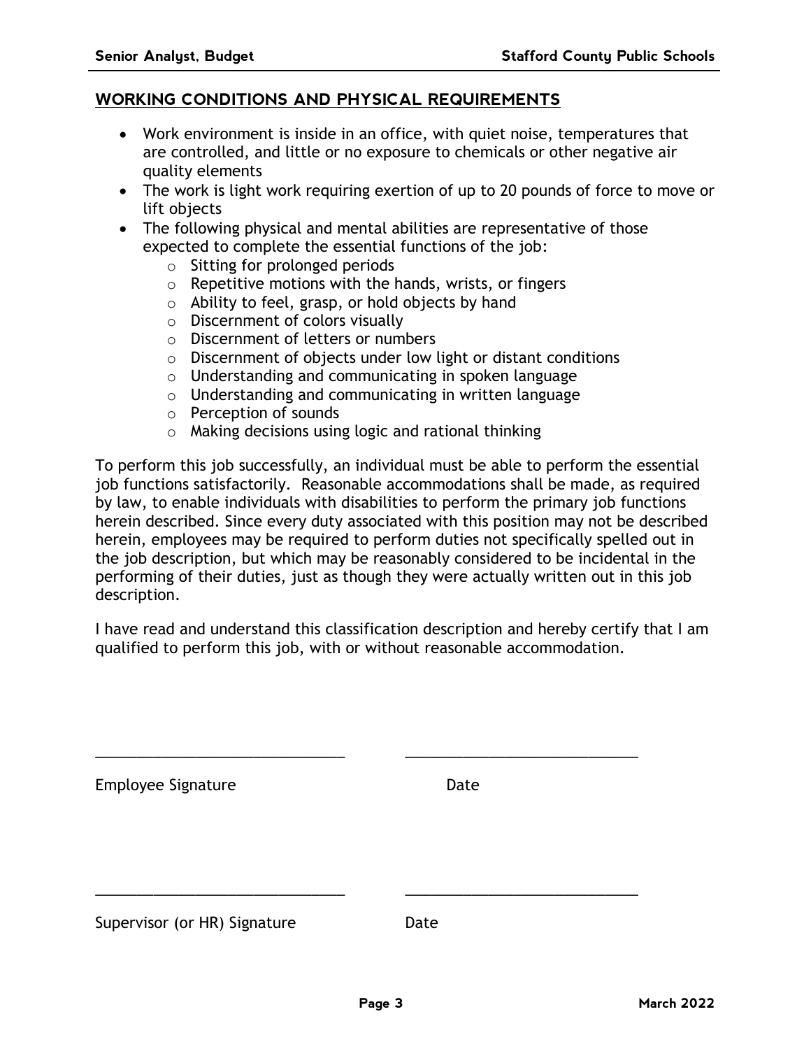## WORKING CONDITIONS AND PHYSICAL REQUIREMENTS

- Work environment is inside in an office, with quiet noise, temperatures that are controlled, and little or no exposure to chemicals or other negative air quality elements
- The work is light work requiring exertion of up to 20 pounds of force to move or lift objects
- The following physical and mental abilities are representative of those expected to complete the essential functions of the job:
    - Sitting for prolonged periods
    - Repetitive motions with the hands, wrists, or fingers
    - Ability to feel, grasp, or hold objects by hand
    - Discernment of colors visually
    - Discernment of letters or numbers
    - Discernment of objects under low light or distant conditions
    - Understanding and communicating in spoken language
    - Understanding and communicating in written language
    - Perception of sounds
    - Making decisions using logic and rational thinking

To perform this job successfully, an individual must be able to perform the essential job functions satisfactorily. Reasonable accommodations shall be made, as required by law, to enable individuals with disabilities to perform the primary job functions herein described. Since every duty associated with this position may not be described herein, employees may be required to perform duties not specifically spelled out in the job description, but which may be reasonably considered to be incidental in the performing of their duties, just as though they were actually written out in this job description.

I have read and understand this classification description and hereby certify that I am qualified to perform this job, with or without reasonable accommodation.

______________________________ ______________________________

Employee Signature Date

______________________________ ______________________________

Supervisor (or HR) Signature Date